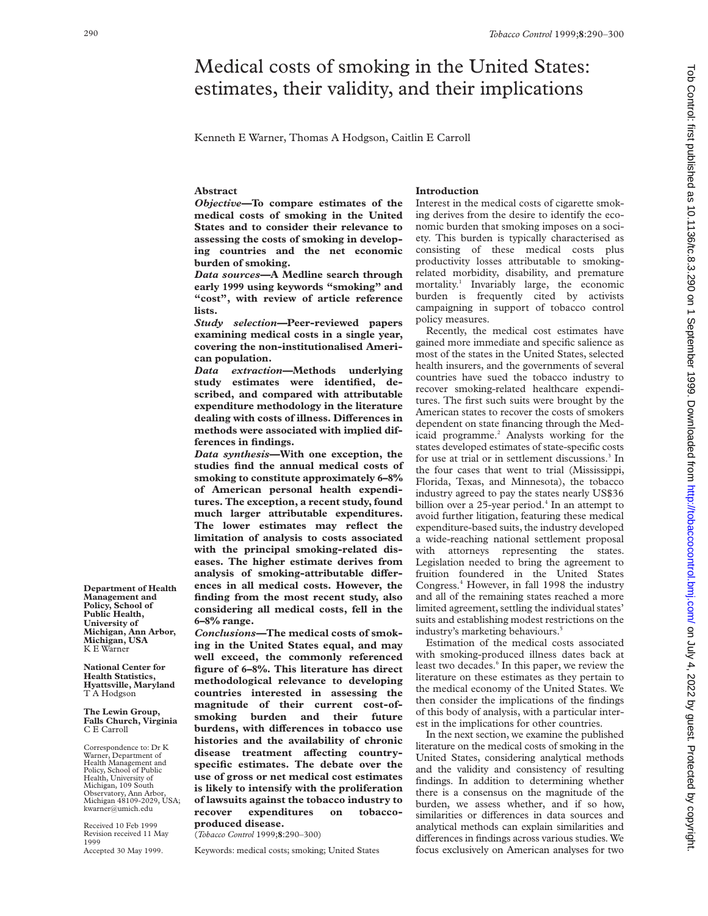# Medical costs of smoking in the United States: estimates, their validity, and their implications

Kenneth E Warner, Thomas A Hodgson, Caitlin E Carroll

## Abstract

***Objective*—To compare estimates of the medical costs of smoking in the United States and to consider their relevance to assessing the costs of smoking in developing countries and the net economic burden of smoking.**

***Data sources*—A Medline search through early 1999 using keywords "smoking" and "cost", with review of article reference lists.**

***Study selection*—Peer-reviewed papers examining medical costs in a single year, covering the non-institutionalised American population.**

***Data extraction*—Methods underlying study estimates were identified, described, and compared with attributable expenditure methodology in the literature dealing with costs of illness. Differences in methods were associated with implied differences in findings.**

***Data synthesis*—With one exception, the studies find the annual medical costs of smoking to constitute approximately 6–8% of American personal health expenditures. The exception, a recent study, found much larger attributable expenditures. The lower estimates may reflect the limitation of analysis to costs associated with the principal smoking-related diseases. The higher estimate derives from analysis of smoking-attributable differences in all medical costs. However, the finding from the most recent study, also considering all medical costs, fell in the 6–8% range.**

***Conclusions*—The medical costs of smoking in the United States equal, and may well exceed, the commonly referenced figure of 6–8%. This literature has direct methodological relevance to developing countries interested in assessing the magnitude of their current cost-of-smoking burden and their future burdens, with differences in tobacco use histories and the availability of chronic disease treatment affecting country-specific estimates. The debate over the use of gross or net medical cost estimates is likely to intensify with the proliferation of lawsuits against the tobacco industry to recover expenditures on tobacco-produced disease.**

(*Tobacco Control* 1999;**8**:290–300)

Keywords: medical costs; smoking; United States

**Department of Health Management and Policy, School of Public Health, University of Michigan, Ann Arbor, Michigan, USA**
K E Warner

**National Center for Health Statistics, Hyattsville, Maryland**
T A Hodgson

**The Lewin Group, Falls Church, Virginia**
C E Carroll

Correspondence to: Dr K Warner, Department of Health Management and Policy, School of Public Health, University of Michigan, 109 South Observatory, Ann Arbor, Michigan 48109-2029, USA; kwarner@umich.edu

Received 10 Feb 1999
Revision received 11 May 1999
Accepted 30 May 1999.

## Introduction

Interest in the medical costs of cigarette smoking derives from the desire to identify the economic burden that smoking imposes on a society. This burden is typically characterised as consisting of these medical costs plus productivity losses attributable to smoking-related morbidity, disability, and premature mortality.[1] Invariably large, the economic burden is frequently cited by activists campaigning in support of tobacco control policy measures.

Recently, the medical cost estimates have gained more immediate and specific salience as most of the states in the United States, selected health insurers, and the governments of several countries have sued the tobacco industry to recover smoking-related healthcare expenditures. The first such suits were brought by the American states to recover the costs of smokers dependent on state financing through the Medicaid programme.[2] Analysts working for the states developed estimates of state-specific costs for use at trial or in settlement discussions.[3] In the four cases that went to trial (Mississippi, Florida, Texas, and Minnesota), the tobacco industry agreed to pay the states nearly US$36 billion over a 25-year period.[4] In an attempt to avoid further litigation, featuring these medical expenditure-based suits, the industry developed a wide-reaching national settlement proposal with attorneys representing the states. Legislation needed to bring the agreement to fruition foundered in the United States Congress.[4] However, in fall 1998 the industry and all of the remaining states reached a more limited agreement, settling the individual states' suits and establishing modest restrictions on the industry's marketing behaviours.[5]

Estimation of the medical costs associated with smoking-produced illness dates back at least two decades.[6] In this paper, we review the literature on these estimates as they pertain to the medical economy of the United States. We then consider the implications of the findings of this body of analysis, with a particular interest in the implications for other countries.

In the next section, we examine the published literature on the medical costs of smoking in the United States, considering analytical methods and the validity and consistency of resulting findings. In addition to determining whether there is a consensus on the magnitude of the burden, we assess whether, and if so how, similarities or differences in data sources and analytical methods can explain similarities and differences in findings across various studies. We focus exclusively on American analyses for two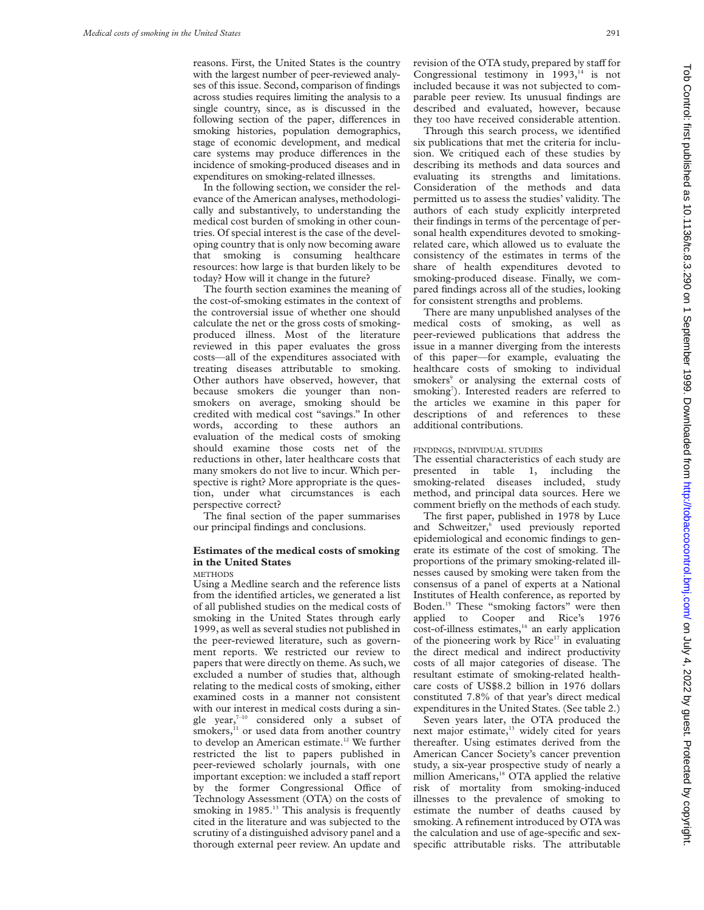reasons. First, the United States is the country with the largest number of peer-reviewed analyses of this issue. Second, comparison of findings across studies requires limiting the analysis to a single country, since, as is discussed in the following section of the paper, differences in smoking histories, population demographics, stage of economic development, and medical care systems may produce differences in the incidence of smoking-produced diseases and in expenditures on smoking-related illnesses.

In the following section, we consider the relevance of the American analyses, methodologically and substantively, to understanding the medical cost burden of smoking in other countries. Of special interest is the case of the developing country that is only now becoming aware that smoking is consuming healthcare resources: how large is that burden likely to be today? How will it change in the future?

The fourth section examines the meaning of the cost-of-smoking estimates in the context of the controversial issue of whether one should calculate the net or the gross costs of smoking-produced illness. Most of the literature reviewed in this paper evaluates the gross costs—all of the expenditures associated with treating diseases attributable to smoking. Other authors have observed, however, that because smokers die younger than nonsmokers on average, smoking should be credited with medical cost "savings." In other words, according to these authors an evaluation of the medical costs of smoking should examine those costs net of the reductions in other, later healthcare costs that many smokers do not live to incur. Which perspective is right? More appropriate is the question, under what circumstances is each perspective correct?

The final section of the paper summarises our principal findings and conclusions.

## Estimates of the medical costs of smoking in the United States

### METHODS

Using a Medline search and the reference lists from the identified articles, we generated a list of all published studies on the medical costs of smoking in the United States through early 1999, as well as several studies not published in the peer-reviewed literature, such as government reports. We restricted our review to papers that were directly on theme. As such, we excluded a number of studies that, although relating to the medical costs of smoking, either examined costs in a manner not consistent with our interest in medical costs during a single year,[7–10] considered only a subset of smokers,[11] or used data from another country to develop an American estimate.[12] We further restricted the list to papers published in peer-reviewed scholarly journals, with one important exception: we included a staff report by the former Congressional Office of Technology Assessment (OTA) on the costs of smoking in 1985.[13] This analysis is frequently cited in the literature and was subjected to the scrutiny of a distinguished advisory panel and a thorough external peer review. An update and revision of the OTA study, prepared by staff for Congressional testimony in 1993,[14] is not included because it was not subjected to comparable peer review. Its unusual findings are described and evaluated, however, because they too have received considerable attention.

Through this search process, we identified six publications that met the criteria for inclusion. We critiqued each of these studies by describing its methods and data sources and evaluating its strengths and limitations. Consideration of the methods and data permitted us to assess the studies' validity. The authors of each study explicitly interpreted their findings in terms of the percentage of personal health expenditures devoted to smoking-related care, which allowed us to evaluate the consistency of the estimates in terms of the share of health expenditures devoted to smoking-produced disease. Finally, we compared findings across all of the studies, looking for consistent strengths and problems.

There are many unpublished analyses of the medical costs of smoking, as well as peer-reviewed publications that address the issue in a manner diverging from the interests of this paper—for example, evaluating the healthcare costs of smoking to individual smokers[9] or analysing the external costs of smoking[7]). Interested readers are referred to the articles we examine in this paper for descriptions of and references to these additional contributions.

### FINDINGS, INDIVIDUAL STUDIES

The essential characteristics of each study are presented in table 1, including the smoking-related diseases included, study method, and principal data sources. Here we comment briefly on the methods of each study.

The first paper, published in 1978 by Luce and Schweitzer,[6] used previously reported epidemiological and economic findings to generate its estimate of the cost of smoking. The proportions of the primary smoking-related illnesses caused by smoking were taken from the consensus of a panel of experts at a National Institutes of Health conference, as reported by Boden.[15] These "smoking factors" were then applied to Cooper and Rice's 1976 cost-of-illness estimates,[16] an early application of the pioneering work by Rice[17] in evaluating the direct medical and indirect productivity costs of all major categories of disease. The resultant estimate of smoking-related healthcare costs of US$8.2 billion in 1976 dollars constituted 7.8% of that year's direct medical expenditures in the United States. (See table 2.)

Seven years later, the OTA produced the next major estimate,[13] widely cited for years thereafter. Using estimates derived from the American Cancer Society's cancer prevention study, a six-year prospective study of nearly a million Americans,[18] OTA applied the relative risk of mortality from smoking-induced illnesses to the prevalence of smoking to estimate the number of deaths caused by smoking. A refinement introduced by OTA was the calculation and use of age-specific and sex-specific attributable risks. The attributable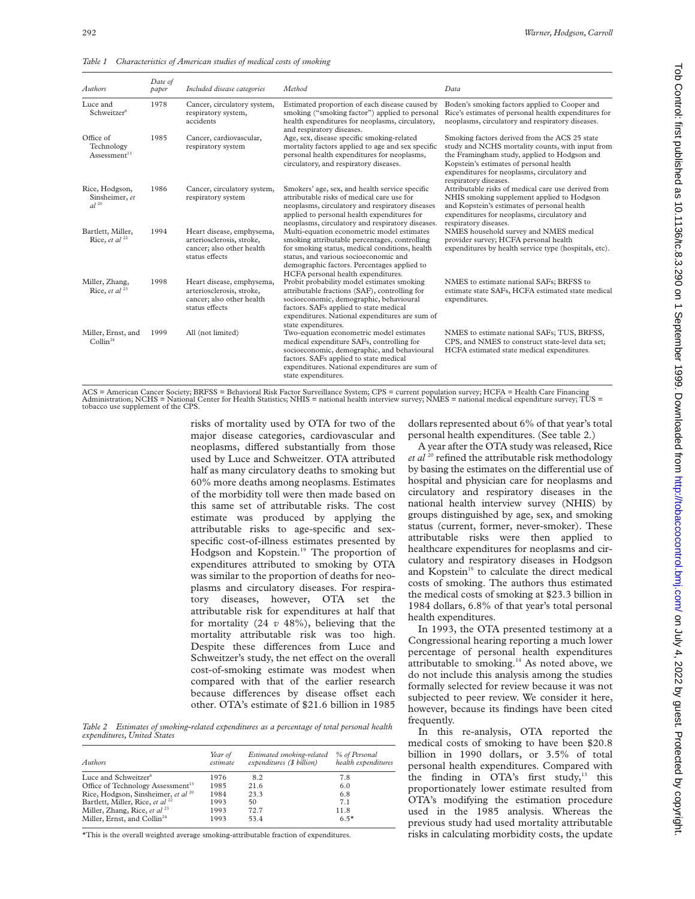*Table 1 Characteristics of American studies of medical costs of smoking*

| *Authors* | *Date of paper* | *Included disease categories* | *Method* | *Data* |
|---|---|---|---|---|
| Luce and Schweitzer[6] | 1978 | Cancer, circulatory system, respiratory system, accidents | Estimated proportion of each disease caused by smoking ("smoking factor") applied to personal health expenditures for neoplasms, circulatory, and respiratory diseases. | Boden's smoking factors applied to Cooper and Rice's estimates of personal health expenditures for neoplasms, circulatory and respiratory diseases. |
| Office of Technology Assessment[13] | 1985 | Cancer, cardiovascular, respiratory system | Age, sex, disease specific smoking-related mortality factors applied to age and sex specific personal health expenditures for neoplasms, circulatory, and respiratory diseases. | Smoking factors derived from the ACS 25 state study and NCHS mortality counts, with input from the Framingham study, applied to Hodgson and Kopstein's estimates of personal health expenditures for neoplasms, circulatory and respiratory diseases. |
| Rice, Hodgson, Sinsheimer, *et al*[20] | 1986 | Cancer, circulatory system, respiratory system | Smokers' age, sex, and health service specific attributable risks of medical care use for neoplasms, circulatory and respiratory diseases applied to personal health expenditures for neoplasms, circulatory and respiratory diseases. | Attributable risks of medical care use derived from NHIS smoking supplement applied to Hodgson and Kopstein's estimates of personal health expenditures for neoplasms, circulatory and respiratory diseases. |
| Bartlett, Miller, Rice, *et al*[22] | 1994 | Heart disease, emphysema, arteriosclerosis, stroke, cancer; also other health status effects | Multi-equation econometric model estimates smoking attributable percentages, controlling for smoking status, medical conditions, health status, and various socioeconomic and demographic factors. Percentages applied to HCFA personal health expenditures. | NMES household survey and NMES medical provider survey; HCFA personal health expenditures by health service type (hospitals, etc). |
| Miller, Zhang, Rice, *et al*[23] | 1998 | Heart disease, emphysema, arteriosclerosis, stroke, cancer; also other health status effects | Probit probability model estimates smoking attributable fractions (SAF), controlling for socioeconomic, demographic, behavioural factors. SAFs applied to state medical expenditures. National expenditures are sum of state expenditures. | NMES to estimate national SAFs; BRFSS to estimate state SAFs, HCFA estimated state medical expenditures. |
| Miller, Ernst, and Collin[24] | 1999 | All (not limited) | Two-equation econometric model estimates medical expenditure SAFs, controlling for socioeconomic, demographic, and behavioural factors. SAFs applied to state medical expenditures. National expenditures are sum of state expenditures. | NMES to estimate national SAFs; TUS, BRFSS, CPS, and NMES to construct state-level data set; HCFA estimated state medical expenditures. |

ACS = American Cancer Society; BRFSS = Behavioral Risk Factor Surveillance System; CPS = current population survey; HCFA = Health Care Financing Administration; NCHS = National Center for Health Statistics; NHIS = national health interview survey; NMES = national medical expenditure survey; TUS = tobacco use supplement of the CPS.

risks of mortality used by OTA for two of the major disease categories, cardiovascular and neoplasms, differed substantially from those used by Luce and Schweitzer. OTA attributed half as many circulatory deaths to smoking but 60% more deaths among neoplasms. Estimates of the morbidity toll were then made based on this same set of attributable risks. The cost estimate was produced by applying the attributable risks to age-specific and sex-specific cost-of-illness estimates presented by Hodgson and Kopstein.[19] The proportion of expenditures attributed to smoking by OTA was similar to the proportion of deaths for neoplasms and circulatory diseases. For respiratory diseases, however, OTA set the attributable risk for expenditures at half that for mortality (24 *v* 48%), believing that the mortality attributable risk was too high. Despite these differences from Luce and Schweitzer's study, the net effect on the overall cost-of-smoking estimate was modest when compared with that of the earlier research because differences by disease offset each other. OTA's estimate of $21.6 billion in 1985 dollars represented about 6% of that year's total personal health expenditures. (See table 2.)

*Table 2 Estimates of smoking-related expenditures as a percentage of total personal health expenditures, United States*

| *Authors* | *Year of estimate* | *Estimated smoking-related expenditures ($ billion)* | *% of Personal health expenditures* |
|---|---|---|---|
| Luce and Schweitzer[6] | 1976 | 8.2 | 7.8 |
| Office of Technology Assessment[13] | 1985 | 21.6 | 6.0 |
| Rice, Hodgson, Sinsheimer, *et al*[20] | 1984 | 23.3 | 6.8 |
| Bartlett, Miller, Rice, *et al*[22] | 1993 | 50 | 7.1 |
| Miller, Zhang, Rice, *et al*[23] | 1993 | 72.7 | 11.8 |
| Miller, Ernst, and Collin[24] | 1993 | 53.4 | 6.5* |

*This is the overall weighted average smoking-attributable fraction of expenditures.

A year after the OTA study was released, Rice *et al*[20] refined the attributable risk methodology by basing the estimates on the differential use of hospital and physician care for neoplasms and circulatory and respiratory diseases in the national health interview survey (NHIS) by groups distinguished by age, sex, and smoking status (current, former, never-smoker). These attributable risks were then applied to healthcare expenditures for neoplasms and circulatory and respiratory diseases in Hodgson and Kopstein[19] to calculate the direct medical costs of smoking. The authors thus estimated the medical costs of smoking at $23.3 billion in 1984 dollars, 6.8% of that year's total personal health expenditures.

In 1993, the OTA presented testimony at a Congressional hearing reporting a much lower percentage of personal health expenditures attributable to smoking.[14] As noted above, we do not include this analysis among the studies formally selected for review because it was not subjected to peer review. We consider it here, however, because its findings have been cited frequently.

In this re-analysis, OTA reported the medical costs of smoking to have been $20.8 billion in 1990 dollars, or 3.5% of total personal health expenditures. Compared with the finding in OTA's first study,[13] this proportionately lower estimate resulted from OTA's modifying the estimation procedure used in the 1985 analysis. Whereas the previous study had used mortality attributable risks in calculating morbidity costs, the update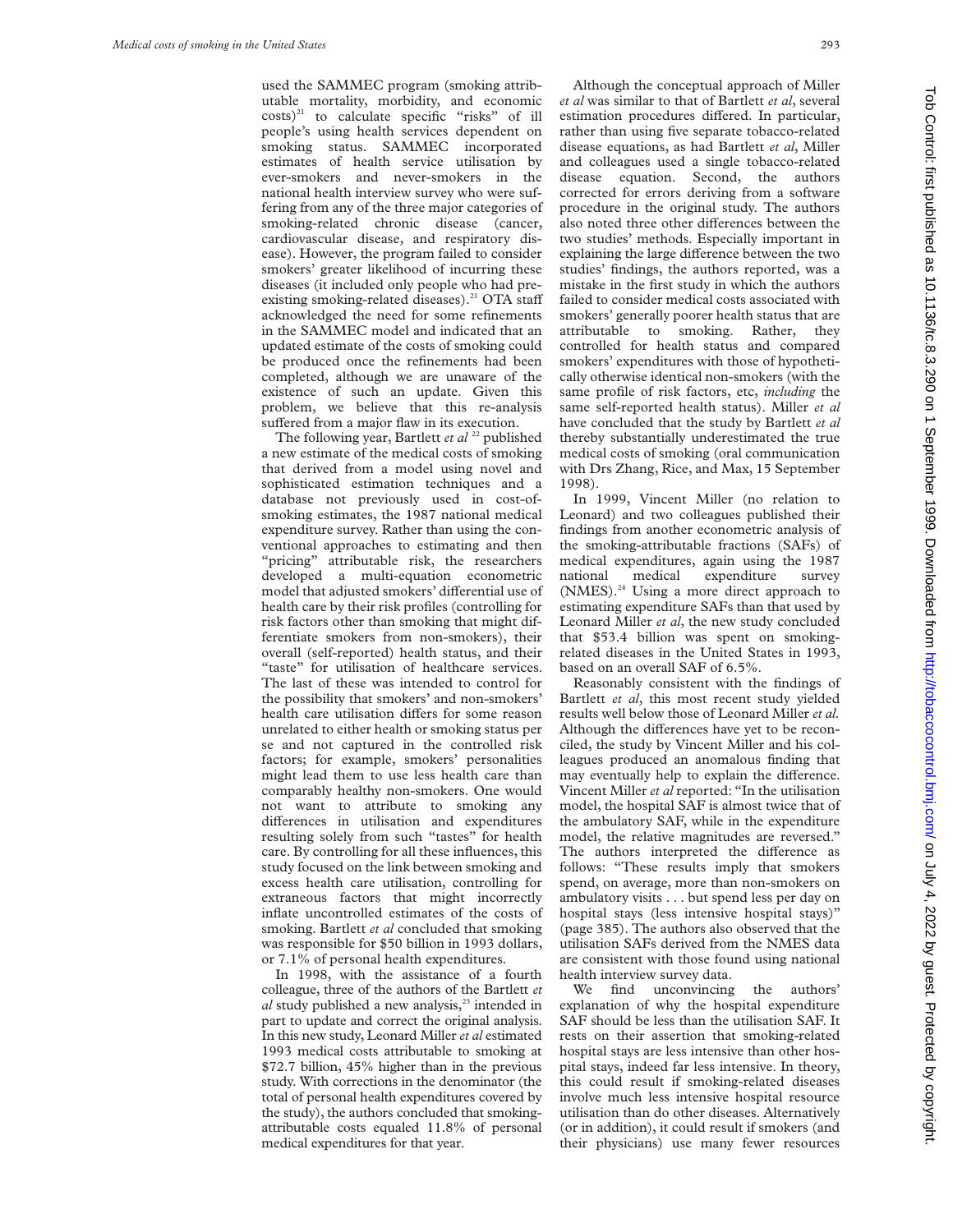used the SAMMEC program (smoking attributable mortality, morbidity, and economic costs)[21] to calculate specific "risks" of ill people's using health services dependent on smoking status. SAMMEC incorporated estimates of health service utilisation by ever-smokers and never-smokers in the national health interview survey who were suffering from any of the three major categories of smoking-related chronic disease (cancer, cardiovascular disease, and respiratory disease). However, the program failed to consider smokers' greater likelihood of incurring these diseases (it included only people who had preexisting smoking-related diseases).[21] OTA staff acknowledged the need for some refinements in the SAMMEC model and indicated that an updated estimate of the costs of smoking could be produced once the refinements had been completed, although we are unaware of the existence of such an update. Given this problem, we believe that this re-analysis suffered from a major flaw in its execution.

The following year, Bartlett *et al*[22] published a new estimate of the medical costs of smoking that derived from a model using novel and sophisticated estimation techniques and a database not previously used in cost-of-smoking estimates, the 1987 national medical expenditure survey. Rather than using the conventional approaches to estimating and then "pricing" attributable risk, the researchers developed a multi-equation econometric model that adjusted smokers' differential use of health care by their risk profiles (controlling for risk factors other than smoking that might differentiate smokers from non-smokers), their overall (self-reported) health status, and their "taste" for utilisation of healthcare services. The last of these was intended to control for the possibility that smokers' and non-smokers' health care utilisation differs for some reason unrelated to either health or smoking status per se and not captured in the controlled risk factors; for example, smokers' personalities might lead them to use less health care than comparably healthy non-smokers. One would not want to attribute to smoking any differences in utilisation and expenditures resulting solely from such "tastes" for health care. By controlling for all these influences, this study focused on the link between smoking and excess health care utilisation, controlling for extraneous factors that might incorrectly inflate uncontrolled estimates of the costs of smoking. Bartlett *et al* concluded that smoking was responsible for $50 billion in 1993 dollars, or 7.1% of personal health expenditures.

In 1998, with the assistance of a fourth colleague, three of the authors of the Bartlett *et al* study published a new analysis,[23] intended in part to update and correct the original analysis. In this new study, Leonard Miller *et al* estimated 1993 medical costs attributable to smoking at $72.7 billion, 45% higher than in the previous study. With corrections in the denominator (the total of personal health expenditures covered by the study), the authors concluded that smoking-attributable costs equaled 11.8% of personal medical expenditures for that year.

Although the conceptual approach of Miller *et al* was similar to that of Bartlett *et al*, several estimation procedures differed. In particular, rather than using five separate tobacco-related disease equations, as had Bartlett *et al*, Miller and colleagues used a single tobacco-related disease equation. Second, the authors corrected for errors deriving from a software procedure in the original study. The authors also noted three other differences between the two studies' methods. Especially important in explaining the large difference between the two studies' findings, the authors reported, was a mistake in the first study in which the authors failed to consider medical costs associated with smokers' generally poorer health status that are attributable to smoking. Rather, they controlled for health status and compared smokers' expenditures with those of hypothetically otherwise identical non-smokers (with the same profile of risk factors, etc, *including* the same self-reported health status). Miller *et al* have concluded that the study by Bartlett *et al* thereby substantially underestimated the true medical costs of smoking (oral communication with Drs Zhang, Rice, and Max, 15 September 1998).

In 1999, Vincent Miller (no relation to Leonard) and two colleagues published their findings from another econometric analysis of the smoking-attributable fractions (SAFs) of medical expenditures, again using the 1987 national medical expenditure survey (NMES).[24] Using a more direct approach to estimating expenditure SAFs than that used by Leonard Miller *et al*, the new study concluded that $53.4 billion was spent on smoking-related diseases in the United States in 1993, based on an overall SAF of 6.5%.

Reasonably consistent with the findings of Bartlett *et al*, this most recent study yielded results well below those of Leonard Miller *et al.* Although the differences have yet to be reconciled, the study by Vincent Miller and his colleagues produced an anomalous finding that may eventually help to explain the difference. Vincent Miller *et al* reported: "In the utilisation model, the hospital SAF is almost twice that of the ambulatory SAF, while in the expenditure model, the relative magnitudes are reversed." The authors interpreted the difference as follows: "These results imply that smokers spend, on average, more than non-smokers on ambulatory visits . . . but spend less per day on hospital stays (less intensive hospital stays)" (page 385). The authors also observed that the utilisation SAFs derived from the NMES data are consistent with those found using national health interview survey data.

We find unconvincing the authors' explanation of why the hospital expenditure SAF should be less than the utilisation SAF. It rests on their assertion that smoking-related hospital stays are less intensive than other hospital stays, indeed far less intensive. In theory, this could result if smoking-related diseases involve much less intensive hospital resource utilisation than do other diseases. Alternatively (or in addition), it could result if smokers (and their physicians) use many fewer resources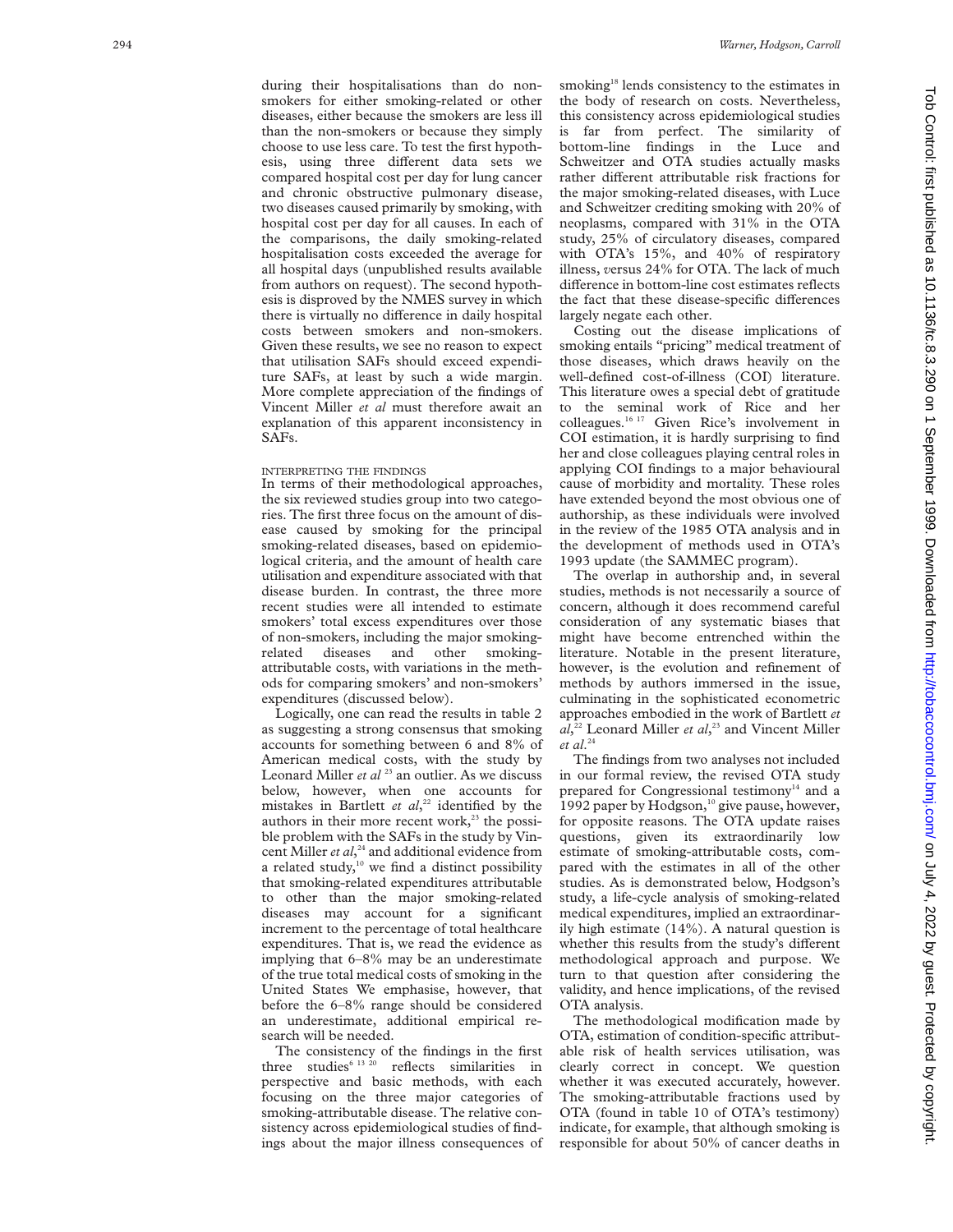during their hospitalisations than do non-smokers for either smoking-related or other diseases, either because the smokers are less ill than the non-smokers or because they simply choose to use less care. To test the first hypothesis, using three different data sets we compared hospital cost per day for lung cancer and chronic obstructive pulmonary disease, two diseases caused primarily by smoking, with hospital cost per day for all causes. In each of the comparisons, the daily smoking-related hospitalisation costs exceeded the average for all hospital days (unpublished results available from authors on request). The second hypothesis is disproved by the NMES survey in which there is virtually no difference in daily hospital costs between smokers and non-smokers. Given these results, we see no reason to expect that utilisation SAFs should exceed expenditure SAFs, at least by such a wide margin. More complete appreciation of the findings of Vincent Miller *et al* must therefore await an explanation of this apparent inconsistency in SAFs.

### INTERPRETING THE FINDINGS

In terms of their methodological approaches, the six reviewed studies group into two categories. The first three focus on the amount of disease caused by smoking for the principal smoking-related diseases, based on epidemiological criteria, and the amount of health care utilisation and expenditure associated with that disease burden. In contrast, the three more recent studies were all intended to estimate smokers' total excess expenditures over those of non-smokers, including the major smoking-related diseases and other smoking-attributable costs, with variations in the methods for comparing smokers' and non-smokers' expenditures (discussed below).

Logically, one can read the results in table 2 as suggesting a strong consensus that smoking accounts for something between 6 and 8% of American medical costs, with the study by Leonard Miller *et al* [23] an outlier. As we discuss below, however, when one accounts for mistakes in Bartlett *et al*,[22] identified by the authors in their more recent work,[23] the possible problem with the SAFs in the study by Vincent Miller *et al*,[24] and additional evidence from a related study,[10] we find a distinct possibility that smoking-related expenditures attributable to other than the major smoking-related diseases may account for a significant increment to the percentage of total healthcare expenditures. That is, we read the evidence as implying that 6–8% may be an underestimate of the true total medical costs of smoking in the United States We emphasise, however, that before the 6–8% range should be considered an underestimate, additional empirical research will be needed.

The consistency of the findings in the first three studies[6 13 20] reflects similarities in perspective and basic methods, with each focusing on the three major categories of smoking-attributable disease. The relative consistency across epidemiological studies of findings about the major illness consequences of smoking[18] lends consistency to the estimates in the body of research on costs. Nevertheless, this consistency across epidemiological studies is far from perfect. The similarity of bottom-line findings in the Luce and Schweitzer and OTA studies actually masks rather different attributable risk fractions for the major smoking-related diseases, with Luce and Schweitzer crediting smoking with 20% of neoplasms, compared with 31% in the OTA study, 25% of circulatory diseases, compared with OTA's 15%, and 40% of respiratory illness, *v*ersus 24% for OTA. The lack of much difference in bottom-line cost estimates reflects the fact that these disease-specific differences largely negate each other.

Costing out the disease implications of smoking entails "pricing" medical treatment of those diseases, which draws heavily on the well-defined cost-of-illness (COI) literature. This literature owes a special debt of gratitude to the seminal work of Rice and her colleagues.[16 17] Given Rice's involvement in COI estimation, it is hardly surprising to find her and close colleagues playing central roles in applying COI findings to a major behavioural cause of morbidity and mortality. These roles have extended beyond the most obvious one of authorship, as these individuals were involved in the review of the 1985 OTA analysis and in the development of methods used in OTA's 1993 update (the SAMMEC program).

The overlap in authorship and, in several studies, methods is not necessarily a source of concern, although it does recommend careful consideration of any systematic biases that might have become entrenched within the literature. Notable in the present literature, however, is the evolution and refinement of methods by authors immersed in the issue, culminating in the sophisticated econometric approaches embodied in the work of Bartlett *et al*,[22] Leonard Miller *et al*,[23] and Vincent Miller *et al*.[24]

The findings from two analyses not included in our formal review, the revised OTA study prepared for Congressional testimony[14] and a 1992 paper by Hodgson,[10] give pause, however, for opposite reasons. The OTA update raises questions, given its extraordinarily low estimate of smoking-attributable costs, compared with the estimates in all of the other studies. As is demonstrated below, Hodgson's study, a life-cycle analysis of smoking-related medical expenditures, implied an extraordinarily high estimate (14%). A natural question is whether this results from the study's different methodological approach and purpose. We turn to that question after considering the validity, and hence implications, of the revised OTA analysis.

The methodological modification made by OTA, estimation of condition-specific attributable risk of health services utilisation, was clearly correct in concept. We question whether it was executed accurately, however. The smoking-attributable fractions used by OTA (found in table 10 of OTA's testimony) indicate, for example, that although smoking is responsible for about 50% of cancer deaths in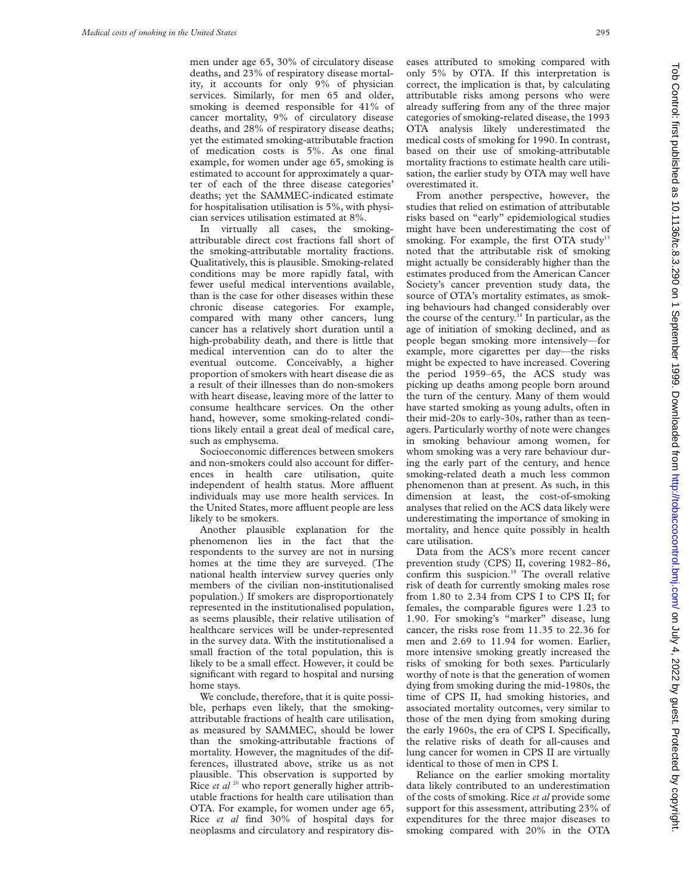men under age 65, 30% of circulatory disease deaths, and 23% of respiratory disease mortality, it accounts for only 9% of physician services. Similarly, for men 65 and older, smoking is deemed responsible for 41% of cancer mortality, 9% of circulatory disease deaths, and 28% of respiratory disease deaths; yet the estimated smoking-attributable fraction of medication costs is 5%. As one final example, for women under age 65, smoking is estimated to account for approximately a quarter of each of the three disease categories' deaths; yet the SAMMEC-indicated estimate for hospitalisation utilisation is 5%, with physician services utilisation estimated at 8%.

In virtually all cases, the smoking-attributable direct cost fractions fall short of the smoking-attributable mortality fractions. Qualitatively, this is plausible. Smoking-related conditions may be more rapidly fatal, with fewer useful medical interventions available, than is the case for other diseases within these chronic disease categories. For example, compared with many other cancers, lung cancer has a relatively short duration until a high-probability death, and there is little that medical intervention can do to alter the eventual outcome. Conceivably, a higher proportion of smokers with heart disease die as a result of their illnesses than do non-smokers with heart disease, leaving more of the latter to consume healthcare services. On the other hand, however, some smoking-related conditions likely entail a great deal of medical care, such as emphysema.

Socioeconomic differences between smokers and non-smokers could also account for differences in health care utilisation, quite independent of health status. More affluent individuals may use more health services. In the United States, more affluent people are less likely to be smokers.

Another plausible explanation for the phenomenon lies in the fact that the respondents to the survey are not in nursing homes at the time they are surveyed. (The national health interview survey queries only members of the civilian non-institutionalised population.) If smokers are disproportionately represented in the institutionalised population, as seems plausible, their relative utilisation of healthcare services will be under-represented in the survey data. With the institutionalised a small fraction of the total population, this is likely to be a small effect. However, it could be significant with regard to hospital and nursing home stays.

We conclude, therefore, that it is quite possible, perhaps even likely, that the smoking-attributable fractions of health care utilisation, as measured by SAMMEC, should be lower than the smoking-attributable fractions of mortality. However, the magnitudes of the differences, illustrated above, strike us as not plausible. This observation is supported by Rice *et al*[20] who report generally higher attributable fractions for health care utilisation than OTA. For example, for women under age 65, Rice *et al* find 30% of hospital days for neoplasms and circulatory and respiratory diseases attributed to smoking compared with only 5% by OTA. If this interpretation is correct, the implication is that, by calculating attributable risks among persons who were already suffering from any of the three major categories of smoking-related disease, the 1993 OTA analysis likely underestimated the medical costs of smoking for 1990. In contrast, based on their use of smoking-attributable mortality fractions to estimate health care utilisation, the earlier study by OTA may well have overestimated it.

From another perspective, however, the studies that relied on estimation of attributable risks based on "early" epidemiological studies might have been underestimating the cost of smoking. For example, the first OTA study[13] noted that the attributable risk of smoking might actually be considerably higher than the estimates produced from the American Cancer Society's cancer prevention study data, the source of OTA's mortality estimates, as smoking behaviours had changed considerably over the course of the century.[18] In particular, as the age of initiation of smoking declined, and as people began smoking more intensively—for example, more cigarettes per day—the risks might be expected to have increased. Covering the period 1959–65, the ACS study was picking up deaths among people born around the turn of the century. Many of them would have started smoking as young adults, often in their mid-20s to early-30s, rather than as teenagers. Particularly worthy of note were changes in smoking behaviour among women, for whom smoking was a very rare behaviour during the early part of the century, and hence smoking-related death a much less common phenomenon than at present. As such, in this dimension at least, the cost-of-smoking analyses that relied on the ACS data likely were underestimating the importance of smoking in mortality, and hence quite possibly in health care utilisation.

Data from the ACS's more recent cancer prevention study (CPS) II, covering 1982–86, confirm this suspicion.[18] The overall relative risk of death for currently smoking males rose from 1.80 to 2.34 from CPS I to CPS II; for females, the comparable figures were 1.23 to 1.90. For smoking's "marker" disease, lung cancer, the risks rose from 11.35 to 22.36 for men and 2.69 to 11.94 for women. Earlier, more intensive smoking greatly increased the risks of smoking for both sexes. Particularly worthy of note is that the generation of women dying from smoking during the mid-1980s, the time of CPS II, had smoking histories, and associated mortality outcomes, very similar to those of the men dying from smoking during the early 1960s, the era of CPS I. Specifically, the relative risks of death for all-causes and lung cancer for women in CPS II are virtually identical to those of men in CPS I.

Reliance on the earlier smoking mortality data likely contributed to an underestimation of the costs of smoking. Rice *et al* provide some support for this assessment, attributing 23% of expenditures for the three major diseases to smoking compared with 20% in the OTA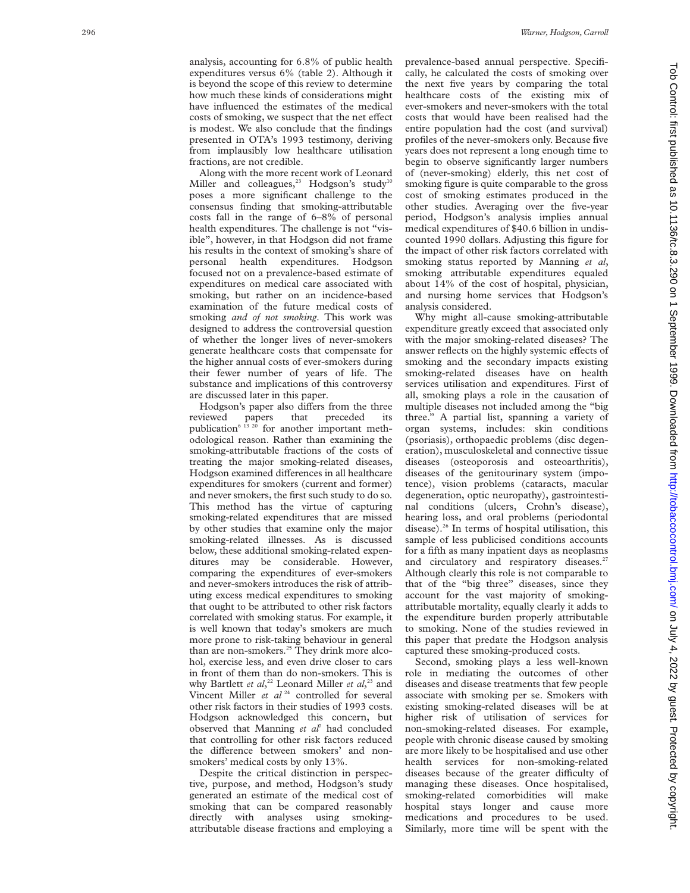analysis, accounting for 6.8% of public health expenditures versus 6% (table 2). Although it is beyond the scope of this review to determine how much these kinds of considerations might have influenced the estimates of the medical costs of smoking, we suspect that the net effect is modest. We also conclude that the findings presented in OTA's 1993 testimony, deriving from implausibly low healthcare utilisation fractions, are not credible.

Along with the more recent work of Leonard Miller and colleagues,[23] Hodgson's study[10] poses a more significant challenge to the consensus finding that smoking-attributable costs fall in the range of 6–8% of personal health expenditures. The challenge is not "visible", however, in that Hodgson did not frame his results in the context of smoking's share of personal health expenditures. Hodgson focused not on a prevalence-based estimate of expenditures on medical care associated with smoking, but rather on an incidence-based examination of the future medical costs of smoking *and of not smoking*. This work was designed to address the controversial question of whether the longer lives of never-smokers generate healthcare costs that compensate for the higher annual costs of ever-smokers during their fewer number of years of life. The substance and implications of this controversy are discussed later in this paper.

Hodgson's paper also differs from the three reviewed papers that preceded its publication[6 13 20] for another important methodological reason. Rather than examining the smoking-attributable fractions of the costs of treating the major smoking-related diseases, Hodgson examined differences in all healthcare expenditures for smokers (current and former) and never smokers, the first such study to do so. This method has the virtue of capturing smoking-related expenditures that are missed by other studies that examine only the major smoking-related illnesses. As is discussed below, these additional smoking-related expenditures may be considerable. However, comparing the expenditures of ever-smokers and never-smokers introduces the risk of attributing excess medical expenditures to smoking that ought to be attributed to other risk factors correlated with smoking status. For example, it is well known that today's smokers are much more prone to risk-taking behaviour in general than are non-smokers.[25] They drink more alcohol, exercise less, and even drive closer to cars in front of them than do non-smokers. This is why Bartlett *et al*,[22] Leonard Miller *et al*,[23] and Vincent Miller *et al*[24] controlled for several other risk factors in their studies of 1993 costs. Hodgson acknowledged this concern, but observed that Manning *et al*[7] had concluded that controlling for other risk factors reduced the difference between smokers' and non-smokers' medical costs by only 13%.

Despite the critical distinction in perspective, purpose, and method, Hodgson's study generated an estimate of the medical cost of smoking that can be compared reasonably directly with analyses using smoking-attributable disease fractions and employing a prevalence-based annual perspective. Specifically, he calculated the costs of smoking over the next five years by comparing the total healthcare costs of the existing mix of ever-smokers and never-smokers with the total costs that would have been realised had the entire population had the cost (and survival) profiles of the never-smokers only. Because five years does not represent a long enough time to begin to observe significantly larger numbers of (never-smoking) elderly, this net cost of smoking figure is quite comparable to the gross cost of smoking estimates produced in the other studies. Averaging over the five-year period, Hodgson's analysis implies annual medical expenditures of $40.6 billion in undiscounted 1990 dollars. Adjusting this figure for the impact of other risk factors correlated with smoking status reported by Manning *et al*, smoking attributable expenditures equaled about 14% of the cost of hospital, physician, and nursing home services that Hodgson's analysis considered.

Why might all-cause smoking-attributable expenditure greatly exceed that associated only with the major smoking-related diseases? The answer reflects on the highly systemic effects of smoking and the secondary impacts existing smoking-related diseases have on health services utilisation and expenditures. First of all, smoking plays a role in the causation of multiple diseases not included among the "big three." A partial list, spanning a variety of organ systems, includes: skin conditions (psoriasis), orthopaedic problems (disc degeneration), musculoskeletal and connective tissue diseases (osteoporosis and osteoarthritis), diseases of the genitourinary system (impotence), vision problems (cataracts, macular degeneration, optic neuropathy), gastrointestinal conditions (ulcers, Crohn's disease), hearing loss, and oral problems (periodontal disease).[26] In terms of hospital utilisation, this sample of less publicised conditions accounts for a fifth as many inpatient days as neoplasms and circulatory and respiratory diseases.[27] Although clearly this role is not comparable to that of the "big three" diseases, since they account for the vast majority of smoking-attributable mortality, equally clearly it adds to the expenditure burden properly attributable to smoking. None of the studies reviewed in this paper that predate the Hodgson analysis captured these smoking-produced costs.

Second, smoking plays a less well-known role in mediating the outcomes of other diseases and disease treatments that few people associate with smoking per se. Smokers with existing smoking-related diseases will be at higher risk of utilisation of services for non-smoking-related diseases. For example, people with chronic disease caused by smoking are more likely to be hospitalised and use other health services for non-smoking-related diseases because of the greater difficulty of managing these diseases. Once hospitalised, smoking-related comorbidities will make hospital stays longer and cause more medications and procedures to be used. Similarly, more time will be spent with the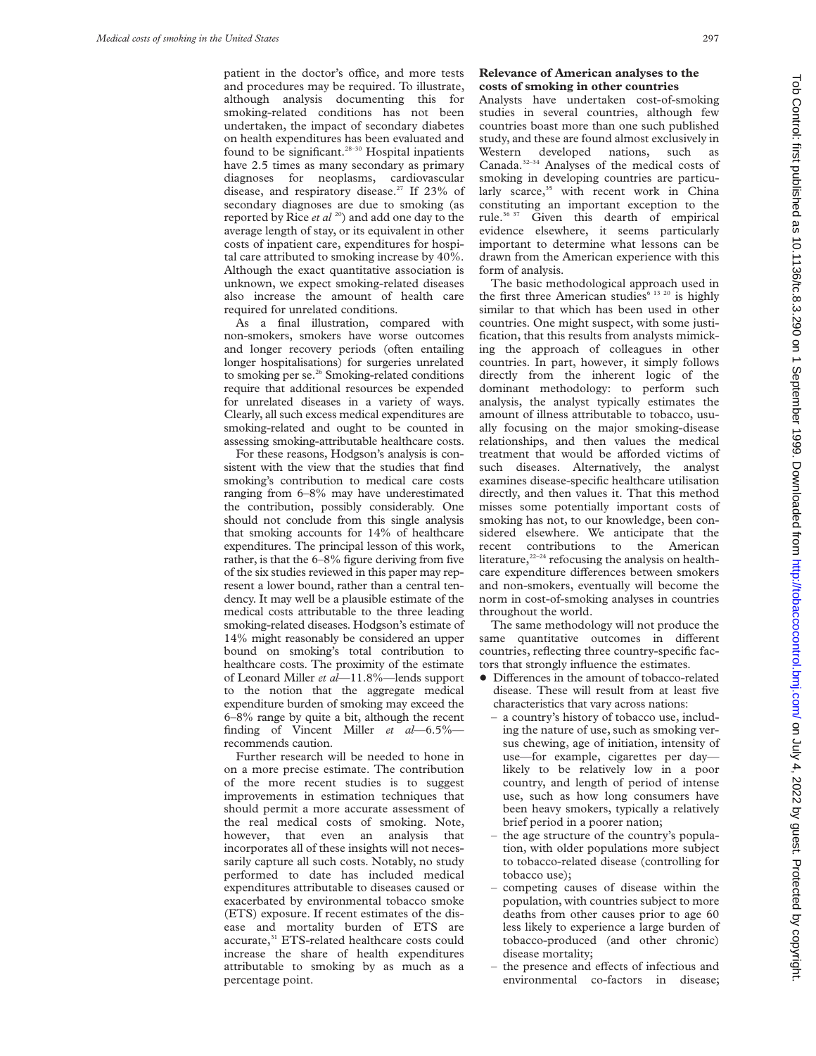patient in the doctor's office, and more tests and procedures may be required. To illustrate, although analysis documenting this for smoking-related conditions has not been undertaken, the impact of secondary diabetes on health expenditures has been evaluated and found to be significant.[28–30] Hospital inpatients have 2.5 times as many secondary as primary diagnoses for neoplasms, cardiovascular disease, and respiratory disease.[27] If 23% of secondary diagnoses are due to smoking (as reported by Rice *et al*[20]) and add one day to the average length of stay, or its equivalent in other costs of inpatient care, expenditures for hospital care attributed to smoking increase by 40%. Although the exact quantitative association is unknown, we expect smoking-related diseases also increase the amount of health care required for unrelated conditions.

As a final illustration, compared with non-smokers, smokers have worse outcomes and longer recovery periods (often entailing longer hospitalisations) for surgeries unrelated to smoking per se.[26] Smoking-related conditions require that additional resources be expended for unrelated diseases in a variety of ways. Clearly, all such excess medical expenditures are smoking-related and ought to be counted in assessing smoking-attributable healthcare costs.

For these reasons, Hodgson's analysis is consistent with the view that the studies that find smoking's contribution to medical care costs ranging from 6–8% may have underestimated the contribution, possibly considerably. One should not conclude from this single analysis that smoking accounts for 14% of healthcare expenditures. The principal lesson of this work, rather, is that the 6–8% figure deriving from five of the six studies reviewed in this paper may represent a lower bound, rather than a central tendency. It may well be a plausible estimate of the medical costs attributable to the three leading smoking-related diseases. Hodgson's estimate of 14% might reasonably be considered an upper bound on smoking's total contribution to healthcare costs. The proximity of the estimate of Leonard Miller *et al*—11.8%—lends support to the notion that the aggregate medical expenditure burden of smoking may exceed the 6–8% range by quite a bit, although the recent finding of Vincent Miller *et al*—6.5%—recommends caution.

Further research will be needed to hone in on a more precise estimate. The contribution of the more recent studies is to suggest improvements in estimation techniques that should permit a more accurate assessment of the real medical costs of smoking. Note, however, that even an analysis that incorporates all of these insights will not necessarily capture all such costs. Notably, no study performed to date has included medical expenditures attributable to diseases caused or exacerbated by environmental tobacco smoke (ETS) exposure. If recent estimates of the disease and mortality burden of ETS are accurate,[31] ETS-related healthcare costs could increase the share of health expenditures attributable to smoking by as much as a percentage point.

## Relevance of American analyses to the costs of smoking in other countries

Analysts have undertaken cost-of-smoking studies in several countries, although few countries boast more than one such published study, and these are found almost exclusively in Western developed nations, such as Canada.[32–34] Analyses of the medical costs of smoking in developing countries are particularly scarce,[35] with recent work in China constituting an important exception to the rule.[36,37] Given this dearth of empirical evidence elsewhere, it seems particularly important to determine what lessons can be drawn from the American experience with this form of analysis.

The basic methodological approach used in the first three American studies[6,13,20] is highly similar to that which has been used in other countries. One might suspect, with some justification, that this results from analysts mimicking the approach of colleagues in other countries. In part, however, it simply follows directly from the inherent logic of the dominant methodology: to perform such analysis, the analyst typically estimates the amount of illness attributable to tobacco, usually focusing on the major smoking-disease relationships, and then values the medical treatment that would be afforded victims of such diseases. Alternatively, the analyst examines disease-specific healthcare utilisation directly, and then values it. That this method misses some potentially important costs of smoking has not, to our knowledge, been considered elsewhere. We anticipate that the recent contributions to the American literature,[22–24] refocusing the analysis on healthcare expenditure differences between smokers and non-smokers, eventually will become the norm in cost-of-smoking analyses in countries throughout the world.

The same methodology will not produce the same quantitative outcomes in different countries, reflecting three country-specific factors that strongly influence the estimates.

- Differences in the amount of tobacco-related disease. These will result from at least five characteristics that vary across nations:
  - a country's history of tobacco use, including the nature of use, such as smoking versus chewing, age of initiation, intensity of use—for example, cigarettes per day—likely to be relatively low in a poor country, and length of period of intense use, such as how long consumers have been heavy smokers, typically a relatively brief period in a poorer nation;
  - the age structure of the country's population, with older populations more subject to tobacco-related disease (controlling for tobacco use);
  - competing causes of disease within the population, with countries subject to more deaths from other causes prior to age 60 less likely to experience a large burden of tobacco-produced (and other chronic) disease mortality;
  - the presence and effects of infectious and environmental co-factors in disease;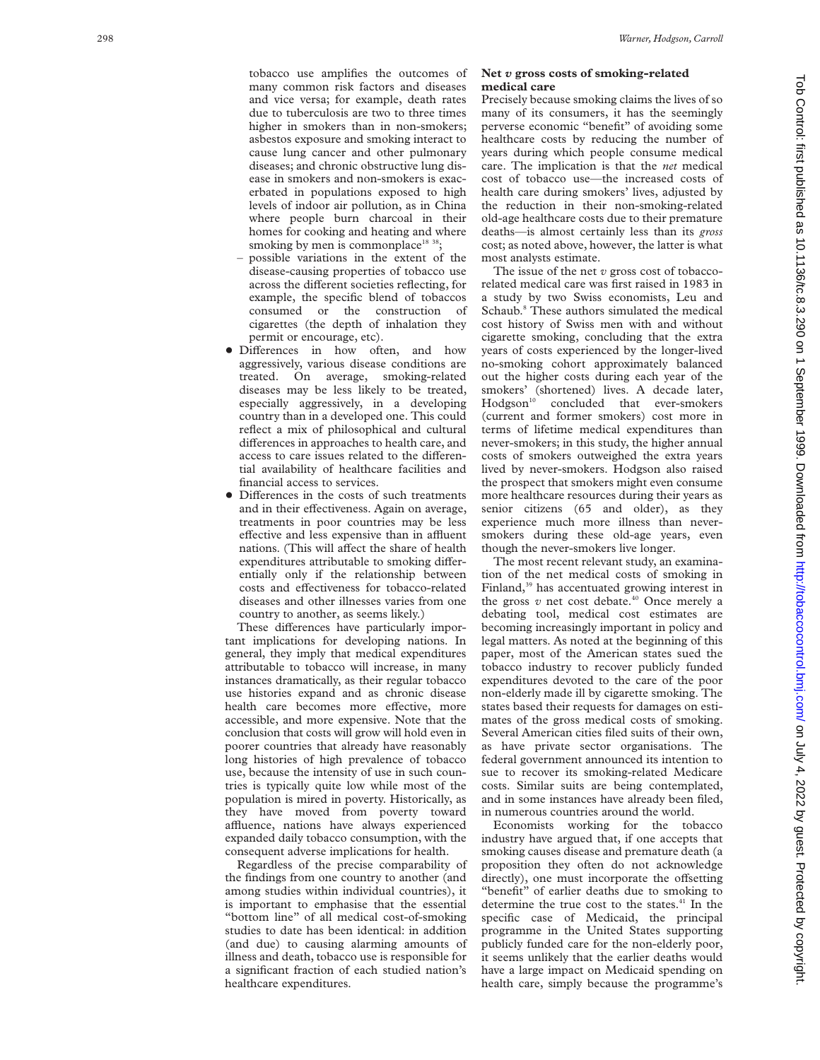tobacco use amplifies the outcomes of many common risk factors and diseases and vice versa; for example, death rates due to tuberculosis are two to three times higher in smokers than in non-smokers; asbestos exposure and smoking interact to cause lung cancer and other pulmonary diseases; and chronic obstructive lung disease in smokers and non-smokers is exacerbated in populations exposed to high levels of indoor air pollution, as in China where people burn charcoal in their homes for cooking and heating and where smoking by men is commonplace[18 38];

- possible variations in the extent of the disease-causing properties of tobacco use across the different societies reflecting, for example, the specific blend of tobaccos consumed or the construction of cigarettes (the depth of inhalation they permit or encourage, etc).

- Differences in how often, and how aggressively, various disease conditions are treated. On average, smoking-related diseases may be less likely to be treated, especially aggressively, in a developing country than in a developed one. This could reflect a mix of philosophical and cultural differences in approaches to health care, and access to care issues related to the differential availability of healthcare facilities and financial access to services.
- Differences in the costs of such treatments and in their effectiveness. Again on average, treatments in poor countries may be less effective and less expensive than in affluent nations. (This will affect the share of health expenditures attributable to smoking differentially only if the relationship between costs and effectiveness for tobacco-related diseases and other illnesses varies from one country to another, as seems likely.)

These differences have particularly important implications for developing nations. In general, they imply that medical expenditures attributable to tobacco will increase, in many instances dramatically, as their regular tobacco use histories expand and as chronic disease health care becomes more effective, more accessible, and more expensive. Note that the conclusion that costs will grow will hold even in poorer countries that already have reasonably long histories of high prevalence of tobacco use, because the intensity of use in such countries is typically quite low while most of the population is mired in poverty. Historically, as they have moved from poverty toward affluence, nations have always experienced expanded daily tobacco consumption, with the consequent adverse implications for health.

Regardless of the precise comparability of the findings from one country to another (and among studies within individual countries), it is important to emphasise that the essential "bottom line" of all medical cost-of-smoking studies to date has been identical: in addition (and due) to causing alarming amounts of illness and death, tobacco use is responsible for a significant fraction of each studied nation's healthcare expenditures.

## Net *v* gross costs of smoking-related medical care

Precisely because smoking claims the lives of so many of its consumers, it has the seemingly perverse economic "benefit" of avoiding some healthcare costs by reducing the number of years during which people consume medical care. The implication is that the *net* medical cost of tobacco use—the increased costs of health care during smokers' lives, adjusted by the reduction in their non-smoking-related old-age healthcare costs due to their premature deaths—is almost certainly less than its *gross* cost; as noted above, however, the latter is what most analysts estimate.

The issue of the net *v* gross cost of tobacco-related medical care was first raised in 1983 in a study by two Swiss economists, Leu and Schaub.[8] These authors simulated the medical cost history of Swiss men with and without cigarette smoking, concluding that the extra years of costs experienced by the longer-lived no-smoking cohort approximately balanced out the higher costs during each year of the smokers' (shortened) lives. A decade later, Hodgson[10] concluded that ever-smokers (current and former smokers) cost more in terms of lifetime medical expenditures than never-smokers; in this study, the higher annual costs of smokers outweighed the extra years lived by never-smokers. Hodgson also raised the prospect that smokers might even consume more healthcare resources during their years as senior citizens (65 and older), as they experience much more illness than never-smokers during these old-age years, even though the never-smokers live longer.

The most recent relevant study, an examination of the net medical costs of smoking in Finland,[39] has accentuated growing interest in the gross *v* net cost debate.[40] Once merely a debating tool, medical cost estimates are becoming increasingly important in policy and legal matters. As noted at the beginning of this paper, most of the American states sued the tobacco industry to recover publicly funded expenditures devoted to the care of the poor non-elderly made ill by cigarette smoking. The states based their requests for damages on estimates of the gross medical costs of smoking. Several American cities filed suits of their own, as have private sector organisations. The federal government announced its intention to sue to recover its smoking-related Medicare costs. Similar suits are being contemplated, and in some instances have already been filed, in numerous countries around the world.

Economists working for the tobacco industry have argued that, if one accepts that smoking causes disease and premature death (a proposition they often do not acknowledge directly), one must incorporate the offsetting "benefit" of earlier deaths due to smoking to determine the true cost to the states.[41] In the specific case of Medicaid, the principal programme in the United States supporting publicly funded care for the non-elderly poor, it seems unlikely that the earlier deaths would have a large impact on Medicaid spending on health care, simply because the programme's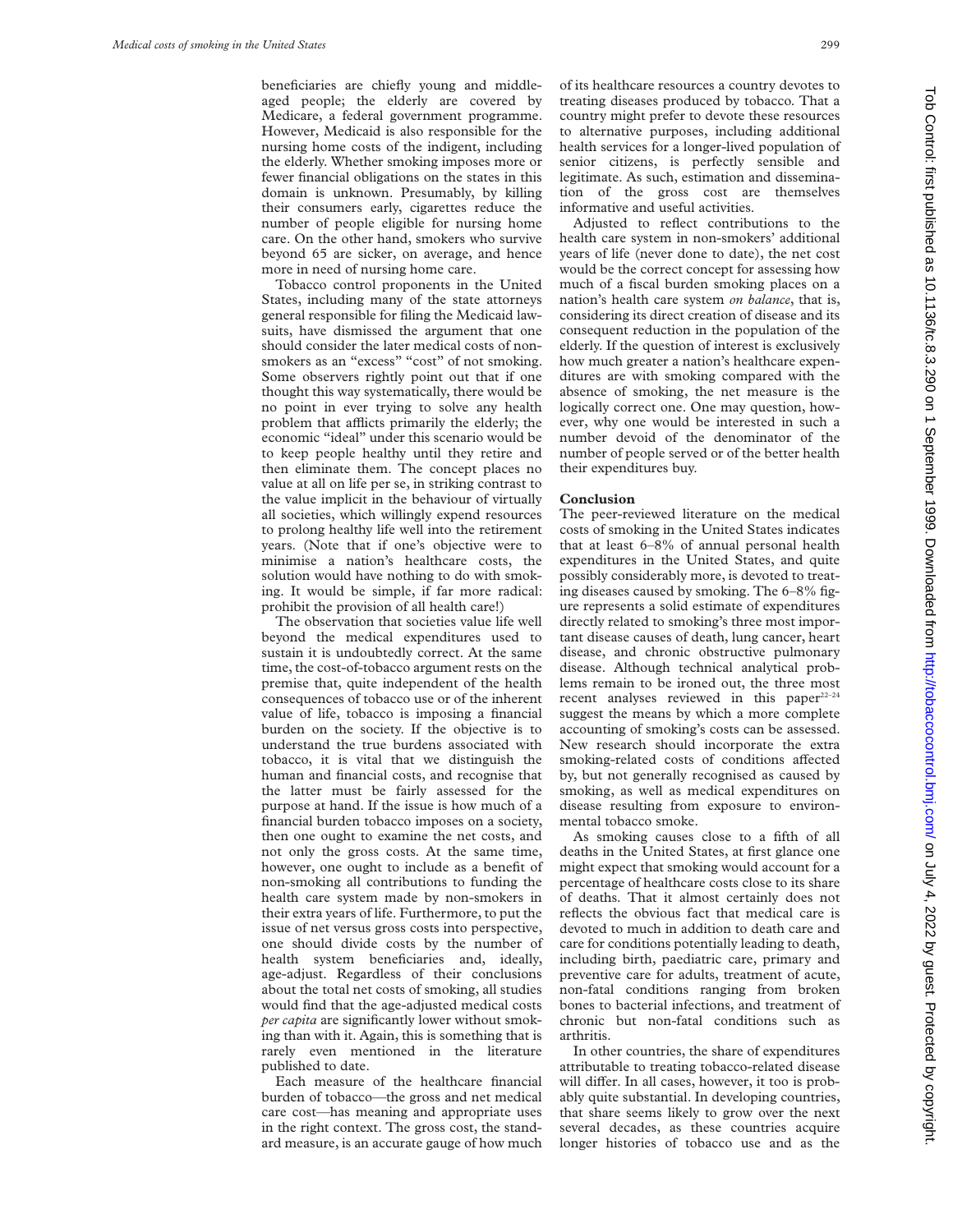beneficiaries are chiefly young and middle-aged people; the elderly are covered by Medicare, a federal government programme. However, Medicaid is also responsible for the nursing home costs of the indigent, including the elderly. Whether smoking imposes more or fewer financial obligations on the states in this domain is unknown. Presumably, by killing their consumers early, cigarettes reduce the number of people eligible for nursing home care. On the other hand, smokers who survive beyond 65 are sicker, on average, and hence more in need of nursing home care.

Tobacco control proponents in the United States, including many of the state attorneys general responsible for filing the Medicaid lawsuits, have dismissed the argument that one should consider the later medical costs of non-smokers as an "excess" "cost" of not smoking. Some observers rightly point out that if one thought this way systematically, there would be no point in ever trying to solve any health problem that afflicts primarily the elderly; the economic "ideal" under this scenario would be to keep people healthy until they retire and then eliminate them. The concept places no value at all on life per se, in striking contrast to the value implicit in the behaviour of virtually all societies, which willingly expend resources to prolong healthy life well into the retirement years. (Note that if one's objective were to minimise a nation's healthcare costs, the solution would have nothing to do with smoking. It would be simple, if far more radical: prohibit the provision of all health care!)

The observation that societies value life well beyond the medical expenditures used to sustain it is undoubtedly correct. At the same time, the cost-of-tobacco argument rests on the premise that, quite independent of the health consequences of tobacco use or of the inherent value of life, tobacco is imposing a financial burden on the society. If the objective is to understand the true burdens associated with tobacco, it is vital that we distinguish the human and financial costs, and recognise that the latter must be fairly assessed for the purpose at hand. If the issue is how much of a financial burden tobacco imposes on a society, then one ought to examine the net costs, and not only the gross costs. At the same time, however, one ought to include as a benefit of non-smoking all contributions to funding the health care system made by non-smokers in their extra years of life. Furthermore, to put the issue of net versus gross costs into perspective, one should divide costs by the number of health system beneficiaries and, ideally, age-adjust. Regardless of their conclusions about the total net costs of smoking, all studies would find that the age-adjusted medical costs *per capita* are significantly lower without smoking than with it. Again, this is something that is rarely even mentioned in the literature published to date.

Each measure of the healthcare financial burden of tobacco—the gross and net medical care cost—has meaning and appropriate uses in the right context. The gross cost, the standard measure, is an accurate gauge of how much of its healthcare resources a country devotes to treating diseases produced by tobacco. That a country might prefer to devote these resources to alternative purposes, including additional health services for a longer-lived population of senior citizens, is perfectly sensible and legitimate. As such, estimation and dissemination of the gross cost are themselves informative and useful activities.

Adjusted to reflect contributions to the health care system in non-smokers' additional years of life (never done to date), the net cost would be the correct concept for assessing how much of a fiscal burden smoking places on a nation's health care system *on balance*, that is, considering its direct creation of disease and its consequent reduction in the population of the elderly. If the question of interest is exclusively how much greater a nation's healthcare expenditures are with smoking compared with the absence of smoking, the net measure is the logically correct one. One may question, however, why one would be interested in such a number devoid of the denominator of the number of people served or of the better health their expenditures buy.

## Conclusion

The peer-reviewed literature on the medical costs of smoking in the United States indicates that at least 6–8% of annual personal health expenditures in the United States, and quite possibly considerably more, is devoted to treating diseases caused by smoking. The 6–8% figure represents a solid estimate of expenditures directly related to smoking's three most important disease causes of death, lung cancer, heart disease, and chronic obstructive pulmonary disease. Although technical analytical problems remain to be ironed out, the three most recent analyses reviewed in this paper[22–24] suggest the means by which a more complete accounting of smoking's costs can be assessed. New research should incorporate the extra smoking-related costs of conditions affected by, but not generally recognised as caused by smoking, as well as medical expenditures on disease resulting from exposure to environmental tobacco smoke.

As smoking causes close to a fifth of all deaths in the United States, at first glance one might expect that smoking would account for a percentage of healthcare costs close to its share of deaths. That it almost certainly does not reflects the obvious fact that medical care is devoted to much in addition to death care and care for conditions potentially leading to death, including birth, paediatric care, primary and preventive care for adults, treatment of acute, non-fatal conditions ranging from broken bones to bacterial infections, and treatment of chronic but non-fatal conditions such as arthritis.

In other countries, the share of expenditures attributable to treating tobacco-related disease will differ. In all cases, however, it too is probably quite substantial. In developing countries, that share seems likely to grow over the next several decades, as these countries acquire longer histories of tobacco use and as the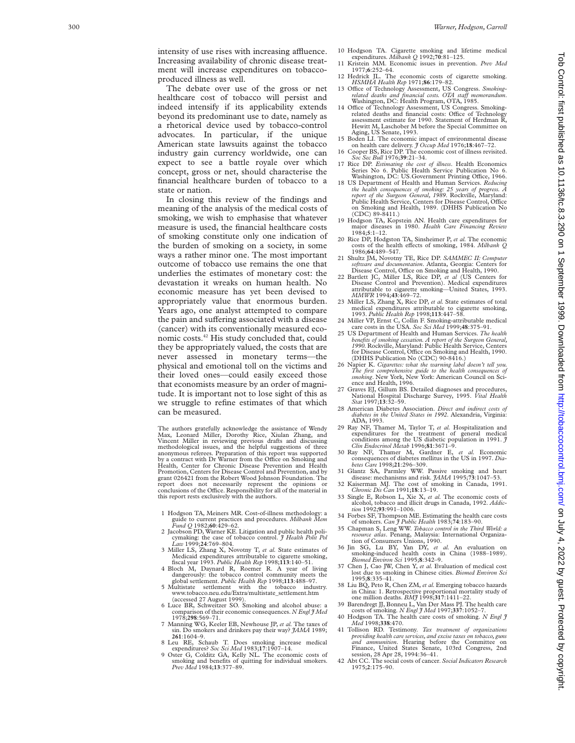intensity of use rises with increasing affluence. Increasing availability of chronic disease treatment will increase expenditures on tobacco-produced illness as well.

The debate over use of the gross or net healthcare cost of tobacco will persist and indeed intensify if its applicability extends beyond its predominant use to date, namely as a rhetorical device used by tobacco-control advocates. In particular, if the unique American state lawsuits against the tobacco industry gain currency worldwide, one can expect to see a battle royale over which concept, gross or net, should characterise the financial healthcare burden of tobacco to a state or nation.

In closing this review of the findings and meaning of the analysis of the medical costs of smoking, we wish to emphasise that whatever measure is used, the financial healthcare costs of smoking constitute only one indication of the burden of smoking on a society, in some ways a rather minor one. The most important outcome of tobacco use remains the one that underlies the estimates of monetary cost: the devastation it wreaks on human health. No economic measure has yet been devised to appropriately value that enormous burden. Years ago, one analyst attempted to compare the pain and suffering associated with a disease (cancer) with its conventionally measured economic costs.[42] His study concluded that, could they be appropriately valued, the costs that are never assessed in monetary terms—the physical and emotional toll on the victims and their loved ones—could easily exceed those that economists measure by an order of magnitude. It is important not to lose sight of this as we struggle to refine estimates of that which can be measured.

The authors gratefully acknowledge the assistance of Wendy Max, Leonard Miller, Dorothy Rice, Xiulan Zhang, and Vincent Miller in reviewing previous drafts and discussing methodological issues, and the helpful suggestions of three anonymous referees. Preparation of this report was supported by a contract with Dr Warner from the Office on Smoking and Health, Center for Chronic Disease Prevention and Health Promotion, Centers for Disease Control and Prevention, and by grant 026421 from the Robert Wood Johnson Foundation. The report does not necessarily represent the opinions or conclusions of the Office. Responsibility for all of the material in this report rests exclusively with the authors.

1 Hodgson TA, Meiners MR. Cost-of-illness methodology: a guide to current practices and procedures. *Milbank Mem Fund Q* 1982;**60**:429–62.
2 Jacobson PD, Warner KE. Litigation and public health policymaking: the case of tobacco control. *J Health Polit Pol Law* 1999;**24**:769–804.
3 Miller LS, Zhang X, Novotny T, *et al.* State estimates of Medicaid expenditures attributable to cigarette smoking, fiscal year 1993. *Public Health Rep* 1998;**113**:140–51.
4 Bloch M, Daynard R, Roemer R. A year of living dangerously: the tobacco control community meets the global settlement. *Public Health Rep* 1998;**113**:488–97.
5 Multistate settlement with the tobacco industry. www.tobacco.neu.edu/Extra/multistate_settlement.htm (accessed 27 August 1999).
6 Luce BR, Schweitzer SO. Smoking and alcohol abuse: a comparison of their economic consequences. *N Engl J Med* 1978;**298**:569–71.
7 Manning WG, Keeler EB, Newhouse JP, *et al.* The taxes of sin. Do smokers and drinkers pay their way? *JAMA* 1989; **261**:1604–9.
8 Leu RE, Schaub T. Does smoking increase medical expenditures? *Soc Sci Med* 1983;**17**:1907–14.
9 Oster G, Colditz GA, Kelly NL. The economic costs of smoking and benefits of quitting for individual smokers. *Prev Med* 1984;**13**:377–89.
10 Hodgson TA. Cigarette smoking and lifetime medical expenditures. *Milbank Q* 1992;**70**:81–125.
11 Kristein MM. Economic issues in prevention. *Prev Med* 1977;**6**:252–64.
12 Hedrick JL. The economic costs of cigarette smoking. *HSMHA Health Rep* 1971;**86**:179–82.
13 Office of Technology Assessment, US Congress. *Smoking-related deaths and financial costs. OTA staff memorandum*. Washington, DC: Health Program, OTA, 1985.
14 Office of Technology Assessment, US Congress. Smoking-related deaths and financial costs: Office of Technology assessment estimate for 1990. Statement of Herdman R, Hewitt M, Laschober M before the Special Committee on Aging, US Senate, 1993.
15 Boden LI. The economic impact of environmental disease on health care delivery. *J Occup Med* 1976;**18**:467–72.
16 Cooper BS, Rice DP. The economic cost of illness revisited. *Soc Sec Bull* 1976;**39**:21–34.
17 Rice DP. *Estimating the cost of illness*. Health Economics Series No 6. Public Health Service Publication No 6. Washington, DC: US.Government Printing Office, 1966.
18 US Department of Health and Human Services. *Reducing the health consequences of smoking: 25 years of progress. A report of the Surgeon General, 1989*. Rockville, Maryland: Public Health Service, Centers for Disease Control, Office on Smoking and Health, 1989. (DHHS Publication No (CDC) 89-8411.)
19 Hodgson TA, Kopstein AN. Health care expenditures for major diseases in 1980. *Health Care Financing Review* 1984;**5**:1–12.
20 Rice DP, Hodgson TA, Sinsheimer P, *et al.* The economic costs of the health effects of smoking, 1984. *Milbank Q* 1986;**64**:489–547.
21 Shultz JM, Novotny TE, Rice DP. *SAMMEC II: Computer software and documentation*. Atlanta, Georgia: Centers for Disease Control, Office on Smoking and Health, 1990.
22 Bartlett JC, Miller LS, Rice DP, *et al* (US Centers for Disease Control and Prevention). Medical expenditures attributable to cigarette smoking—United States, 1993. *MMWR* 1994;**43**:469–72.
23 Miller LS, Zhang X, Rice DP, *et al.* State estimates of total medical expenditures attributable to cigarette smoking, 1993. *Public Health Rep* 1998;**113**:447–58.
24 Miller VP, Ernst C, Collin F. Smoking-attributable medical care costs in the USA. *Soc Sci Med* 1999;**48**:375–91.
25 US Department of Health and Human Services. *The health benefits of smoking cessation. A report of the Surgeon General, 1990*. Rockville, Maryland: Public Health Service, Centers for Disease Control, Office on Smoking and Health, 1990. (DHHS Publication No (CDC) 90-8416.)
26 Napier K. *Cigarettes: what the warning label doesn't tell you. The first comprehensive guide to the health consequences of smoking*. New York, New York: American Council on Science and Health, 1996.
27 Graves EJ, Gillum BS. Detailed diagnoses and procedures, National Hospital Discharge Survey, 1995. *Vital Health Stat* 1997;**13**:32–59.
28 American Diabetes Association. *Direct and indirect costs of diabetes in the United States in 1992*. Alexandria, Virginia: ADA, 1993.
29 Ray NF, Thamer M, Taylor T, *et al.* Hospitalization and expenditures for the treatment of general medical conditions among the US diabetic population in 1991. *J Clin Endocrinol Metab* 1996;**81**:3671–9.
30 Ray NF, Thamer M, Gardner E, *et al.* Economic consequences of diabetes mellitus in the US in 1997. *Diabetes Care* 1998;**21**:296–309.
31 Glantz SA, Parmley WW. Passive smoking and heart disease: mechanisms and risk. *JAMA* 1995;**73**:1047–53.
32 Kaiserman MJ. The cost of smoking in Canada, 1991. *Chronic Dis Can* 1991;**18**:13–19.
33 Single E, Robson L, Xie X, *et al.* The economic costs of alcohol, tobacco and illicit drugs in Canada, 1992. *Addiction* 1992;**93**:991–1006.
34 Forbes SF, Thompson ME. Estimating the health care costs of smokers. *Can J Public Health* 1983;**74**:183–90.
35 Chapman S, Leng WW. *Tobacco control in the Third World: a resource atlas*. Penang, Malaysia: International Organization of Consumers Unions, 1990.
36 Jin SG, Lu BY, Yan DY, *et al.* An evaluation on smoking-induced health costs in China (1988–1989). *Biomed Environ Sci* 1995;**8**:342–9.
37 Chen J, Cao JW, Chen Y, *et al.* Evaluation of medical cost lost due to smoking in Chinese cities. *Biomed Environ Sci* 1995;**8**:335–41.
38 Liu BQ, Peto R, Chen ZM, *et al.* Emerging tobacco hazards in China: 1. Retrospective proportional mortality study of one million deaths. *BMJ* 1998;**317**:1411–22.
39 Barendregt JJ, Bonneu L, Van Der Mass PJ. The health care costs of smoking. *N Engl J Med* 1997;**337**:1052–7.
40 Hodgson TA. The health care costs of smoking. *N Engl J Med* 1998;**338**:470.
41 Tollison RD. Testimony. *Tax treatment of organizations providing health care services, and excise taxes on tobacco, guns and ammunition*. Hearing before the Committee on Finance, United States Senate, 103rd Congress, 2nd session, 28 Apr 28, 1994:36–41.
42 Abt CC. The social costs of cancer. *Social Indicators Research* 1975;**2**:175–90.